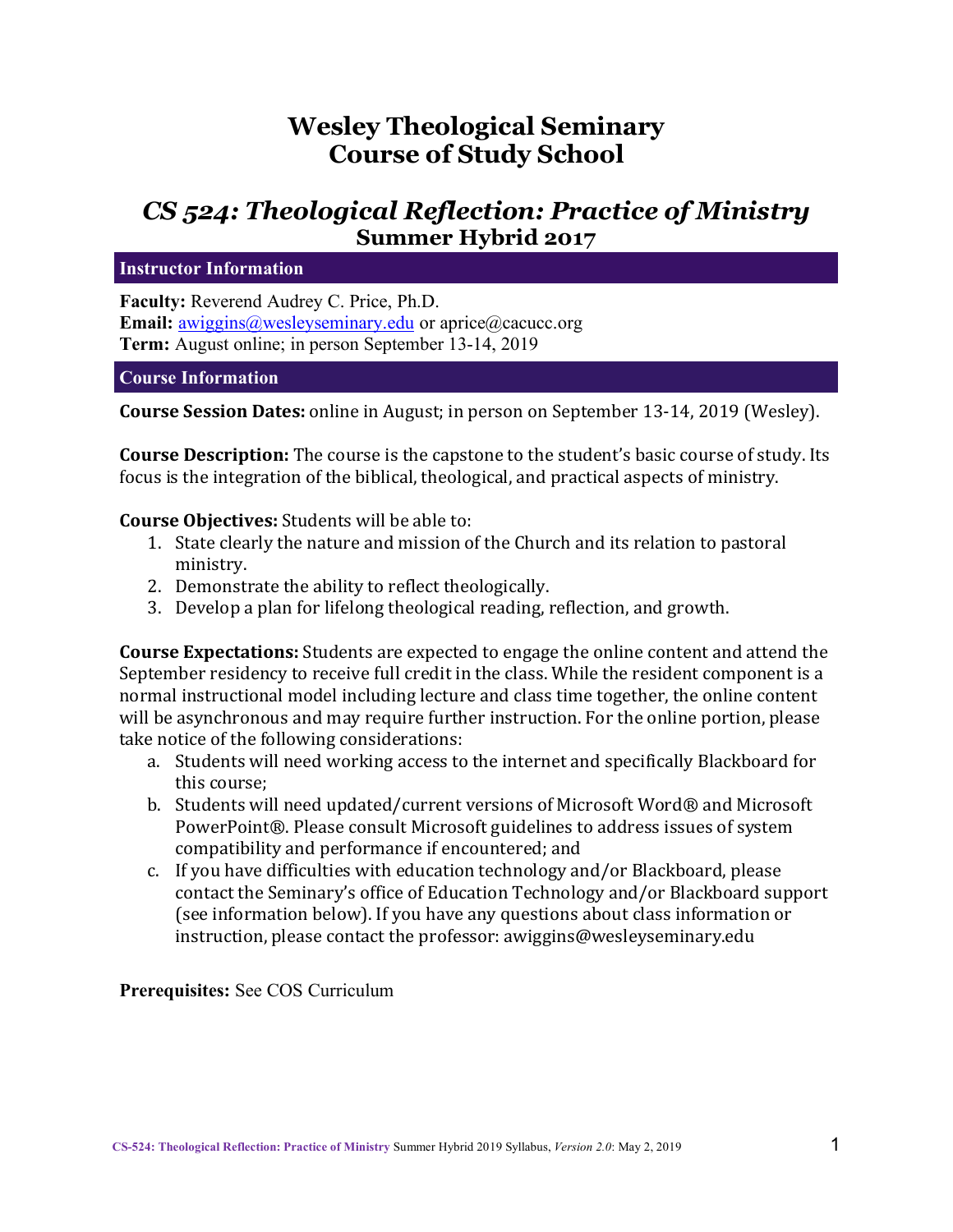# Wesley Theological Seminary
# Course of Study School

## *CS 524: Theological Reflection: Practice of Ministry*
### Summer Hybrid 2017

### Instructor Information

**Faculty:** Reverend Audrey C. Price, Ph.D.
**Email:** awiggins@wesleyseminary.edu or aprice@cacucc.org
**Term:** August online; in person September 13-14, 2019

### Course Information

**Course Session Dates:** online in August; in person on September 13-14, 2019 (Wesley).

**Course Description:** The course is the capstone to the student's basic course of study. Its focus is the integration of the biblical, theological, and practical aspects of ministry.

**Course Objectives:** Students will be able to:

1. State clearly the nature and mission of the Church and its relation to pastoral ministry.
2. Demonstrate the ability to reflect theologically.
3. Develop a plan for lifelong theological reading, reflection, and growth.

**Course Expectations:** Students are expected to engage the online content and attend the September residency to receive full credit in the class. While the resident component is a normal instructional model including lecture and class time together, the online content will be asynchronous and may require further instruction. For the online portion, please take notice of the following considerations:

a. Students will need working access to the internet and specifically Blackboard for this course;
b. Students will need updated/current versions of Microsoft Word® and Microsoft PowerPoint®. Please consult Microsoft guidelines to address issues of system compatibility and performance if encountered; and
c. If you have difficulties with education technology and/or Blackboard, please contact the Seminary's office of Education Technology and/or Blackboard support (see information below). If you have any questions about class information or instruction, please contact the professor: awiggins@wesleyseminary.edu

**Prerequisites:** See COS Curriculum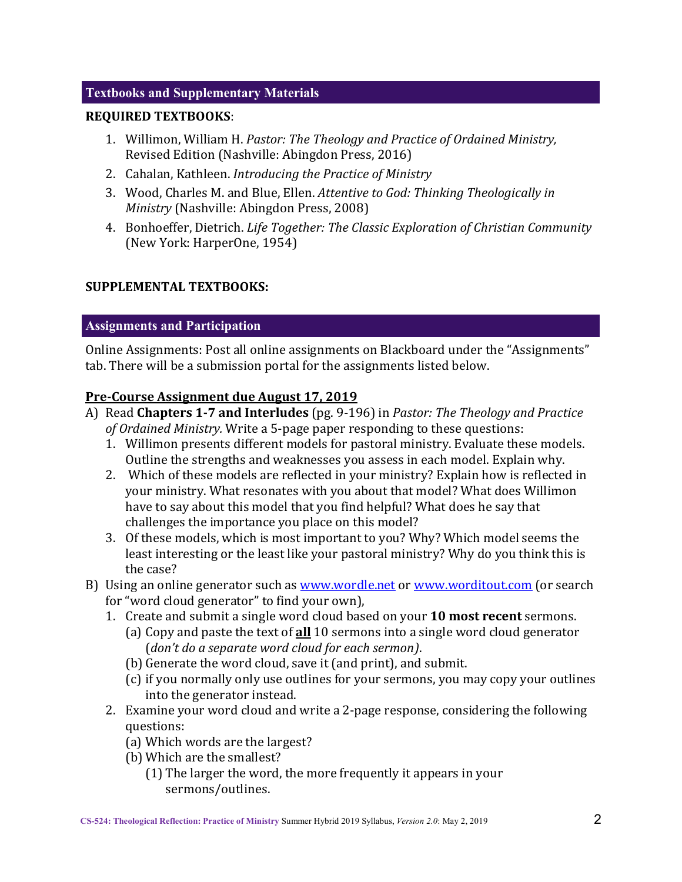## Textbooks and Supplementary Materials

**REQUIRED TEXTBOOKS**:

1. Willimon, William H. *Pastor: The Theology and Practice of Ordained Ministry,* Revised Edition (Nashville: Abingdon Press, 2016)
2. Cahalan, Kathleen. *Introducing the Practice of Ministry*
3. Wood, Charles M. and Blue, Ellen. *Attentive to God: Thinking Theologically in Ministry* (Nashville: Abingdon Press, 2008)
4. Bonhoeffer, Dietrich. *Life Together: The Classic Exploration of Christian Community* (New York: HarperOne, 1954)

**SUPPLEMENTAL TEXTBOOKS:**

## Assignments and Participation

Online Assignments: Post all online assignments on Blackboard under the "Assignments" tab. There will be a submission portal for the assignments listed below.

**Pre-Course Assignment due August 17, 2019**

A) Read **Chapters 1-7 and Interludes** (pg. 9-196) in *Pastor: The Theology and Practice of Ordained Ministry.* Write a 5-page paper responding to these questions:
   1. Willimon presents different models for pastoral ministry. Evaluate these models. Outline the strengths and weaknesses you assess in each model. Explain why.
   2. Which of these models are reflected in your ministry? Explain how is reflected in your ministry. What resonates with you about that model? What does Willimon have to say about this model that you find helpful? What does he say that challenges the importance you place on this model?
   3. Of these models, which is most important to you? Why? Which model seems the least interesting or the least like your pastoral ministry? Why do you think this is the case?

B) Using an online generator such as [www.wordle.net](www.wordle.net) or [www.worditout.com](www.worditout.com) (or search for "word cloud generator" to find your own),
   1. Create and submit a single word cloud based on your **10 most recent** sermons.
      (a) Copy and paste the text of **all** 10 sermons into a single word cloud generator (*don't do a separate word cloud for each sermon)*.
      (b) Generate the word cloud, save it (and print), and submit.
      (c) if you normally only use outlines for your sermons, you may copy your outlines into the generator instead.
   2. Examine your word cloud and write a 2-page response, considering the following questions:
      (a) Which words are the largest?
      (b) Which are the smallest?
         (1) The larger the word, the more frequently it appears in your sermons/outlines.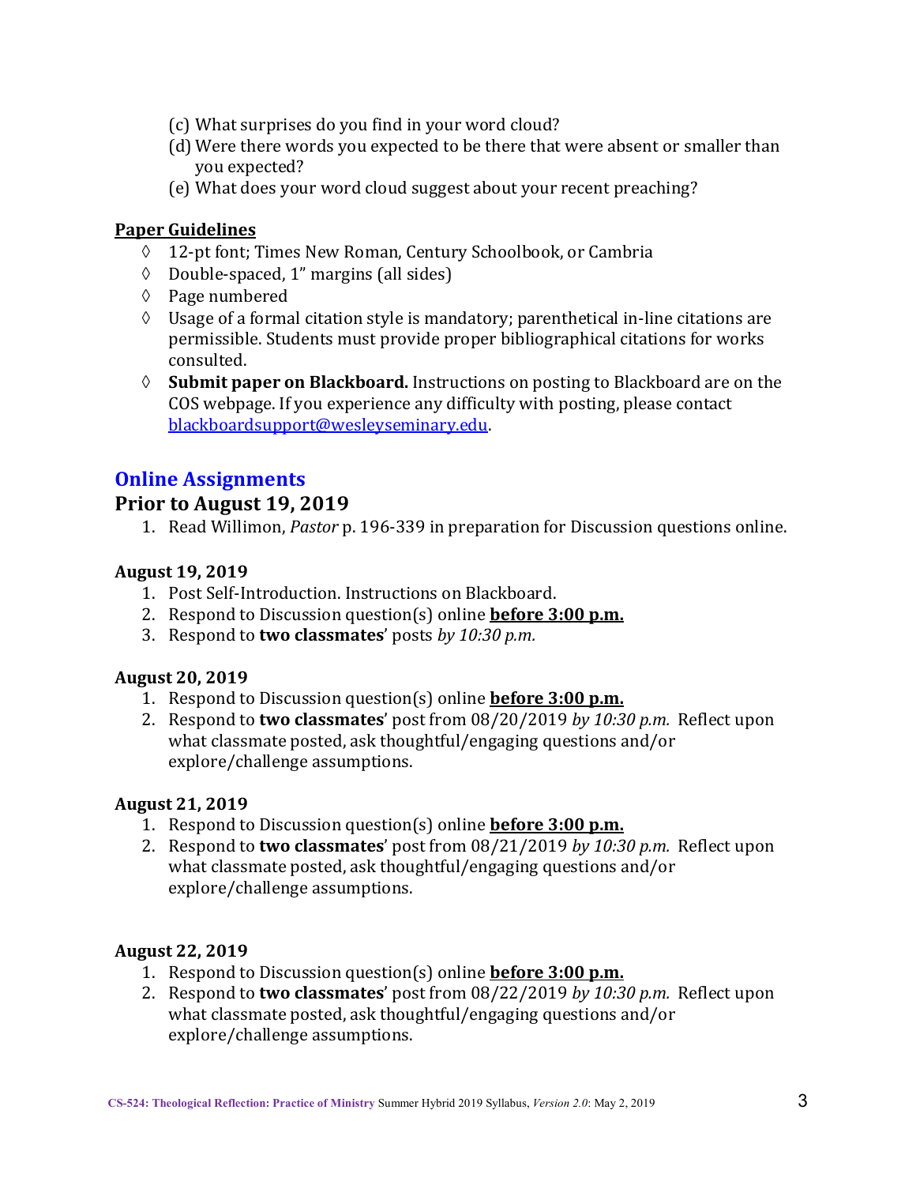(c) What surprises do you find in your word cloud?
(d) Were there words you expected to be there that were absent or smaller than you expected?
(e) What does your word cloud suggest about your recent preaching?

**Paper Guidelines**

- 12-pt font; Times New Roman, Century Schoolbook, or Cambria
- Double-spaced, 1" margins (all sides)
- Page numbered
- Usage of a formal citation style is mandatory; parenthetical in-line citations are permissible. Students must provide proper bibliographical citations for works consulted.
- **Submit paper on Blackboard.** Instructions on posting to Blackboard are on the COS webpage. If you experience any difficulty with posting, please contact blackboardsupport@wesleyseminary.edu.

## Online Assignments

### Prior to August 19, 2019

1. Read Willimon, *Pastor* p. 196-339 in preparation for Discussion questions online.

**August 19, 2019**

1. Post Self-Introduction. Instructions on Blackboard.
2. Respond to Discussion question(s) online **before 3:00 p.m.**
3. Respond to **two classmates**' posts *by 10:30 p.m.*

**August 20, 2019**

1. Respond to Discussion question(s) online **before 3:00 p.m.**
2. Respond to **two classmates**' post from 08/20/2019 *by 10:30 p.m.* Reflect upon what classmate posted, ask thoughtful/engaging questions and/or explore/challenge assumptions.

**August 21, 2019**

1. Respond to Discussion question(s) online **before 3:00 p.m.**
2. Respond to **two classmates**' post from 08/21/2019 *by 10:30 p.m.* Reflect upon what classmate posted, ask thoughtful/engaging questions and/or explore/challenge assumptions.

**August 22, 2019**

1. Respond to Discussion question(s) online **before 3:00 p.m.**
2. Respond to **two classmates**' post from 08/22/2019 *by 10:30 p.m.* Reflect upon what classmate posted, ask thoughtful/engaging questions and/or explore/challenge assumptions.